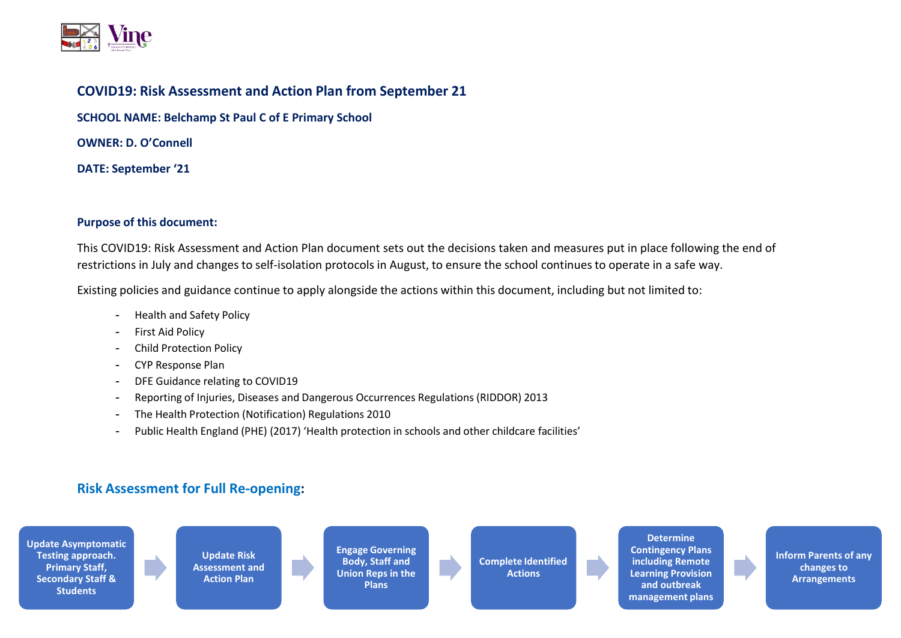# COVID19: Risk Assessment and Action Plan from September 21

**SCHOOL NAME: Belchamp St Paul C of E Primary School**

**OWNER: D. O'Connell**

**DATE: September '21**

### Purpose of this document:

This COVID19: Risk Assessment and Action Plan document sets out the decisions taken and measures put in place following the end of restrictions in July and changes to self-isolation protocols in August, to ensure the school continues to operate in a safe way.

Existing policies and guidance continue to apply alongside the actions within this document, including but not limited to:

- Health and Safety Policy
- First Aid Policy
- Child Protection Policy
- CYP Response Plan
- DFE Guidance relating to COVID19
- Reporting of Injuries, Diseases and Dangerous Occurrences Regulations (RIDDOR) 2013
- The Health Protection (Notification) Regulations 2010
- Public Health England (PHE) (2017) 'Health protection in schools and other childcare facilities'

## Risk Assessment for Full Re-opening:

**Update Asymptomatic Testing approach. Primary Staff, Secondary Staff & Students** → **Update Risk Assessment and Action Plan** → **Engage Governing Body, Staff and Union Reps in the Plans** → **Complete Identified Actions** → **Determine Contingency Plans including Remote Learning Provision and outbreak management plans** → **Inform Parents of any changes to Arrangements**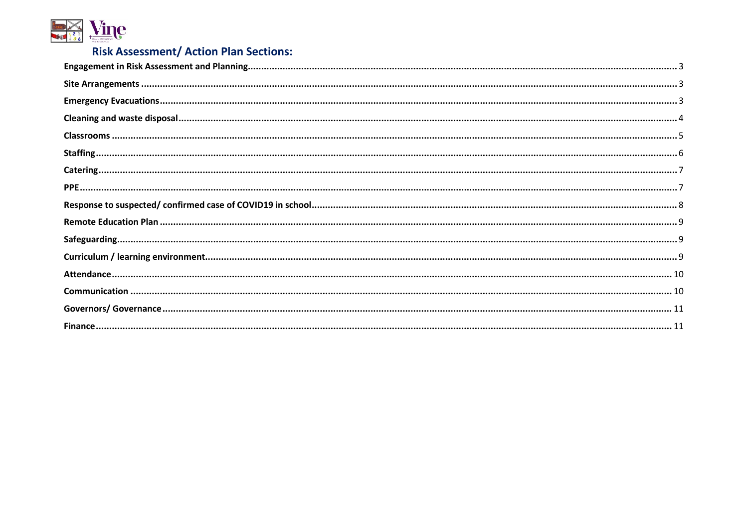## Risk Assessment/ Action Plan Sections:

**Engagement in Risk Assessment and Planning** ... 3

**Site Arrangements** ... 3

**Emergency Evacuations** ... 3

**Cleaning and waste disposal** ... 4

**Classrooms** ... 5

**Staffing** ... 6

**Catering** ... 7

**PPE** ... 7

**Response to suspected/ confirmed case of COVID19 in school** ... 8

**Remote Education Plan** ... 9

**Safeguarding** ... 9

**Curriculum / learning environment** ... 9

**Attendance** ... 10

**Communication** ... 10

**Governors/ Governance** ... 11

**Finance** ... 11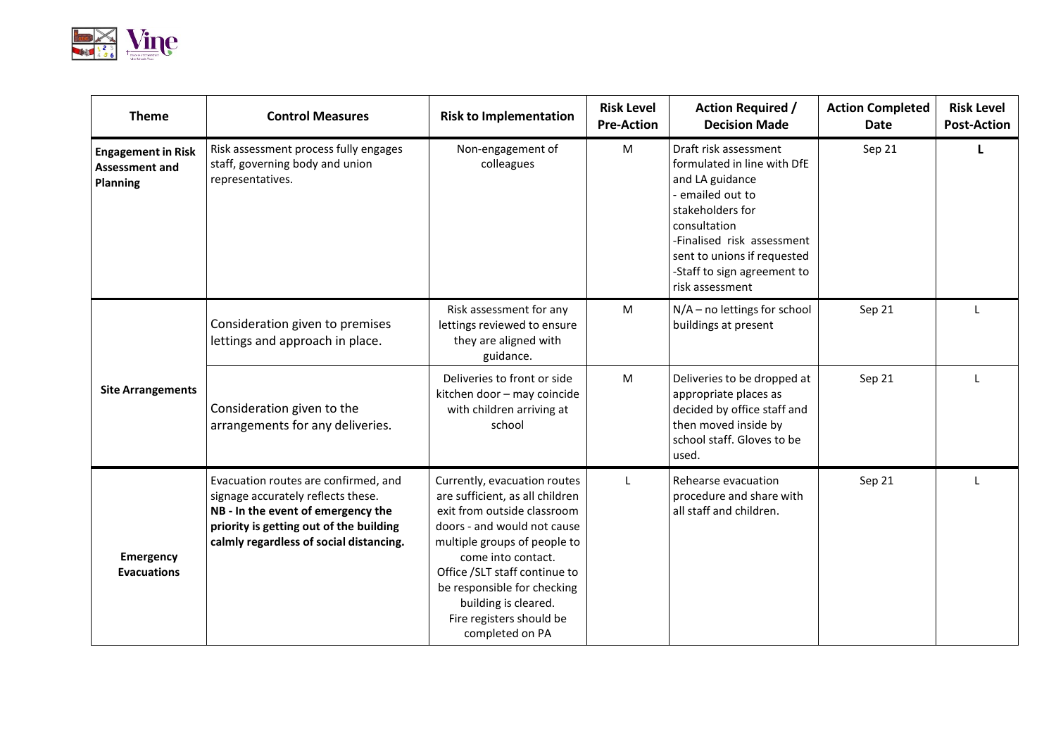| Theme | Control Measures | Risk to Implementation | Risk Level Pre-Action | Action Required / Decision Made | Action Completed Date | Risk Level Post-Action |
|---|---|---|---|---|---|---|
| **Engagement in Risk Assessment and Planning** | Risk assessment process fully engages staff, governing body and union representatives. | Non-engagement of colleagues | M | Draft risk assessment formulated in line with DfE and LA guidance<br>- emailed out to stakeholders for consultation<br>-Finalised risk assessment sent to unions if requested<br>-Staff to sign agreement to risk assessment | Sep 21 | **L** |
| **Site Arrangements** | Consideration given to premises lettings and approach in place. | Risk assessment for any lettings reviewed to ensure they are aligned with guidance. | M | N/A – no lettings for school buildings at present | Sep 21 | L |
| | Consideration given to the arrangements for any deliveries. | Deliveries to front or side kitchen door – may coincide with children arriving at school | M | Deliveries to be dropped at appropriate places as decided by office staff and then moved inside by school staff. Gloves to be used. | Sep 21 | L |
| **Emergency Evacuations** | Evacuation routes are confirmed, and signage accurately reflects these.<br>**NB - In the event of emergency the priority is getting out of the building calmly regardless of social distancing.** | Currently, evacuation routes are sufficient, as all children exit from outside classroom doors - and would not cause multiple groups of people to come into contact.<br>Office /SLT staff continue to be responsible for checking building is cleared.<br>Fire registers should be completed on PA | L | Rehearse evacuation procedure and share with all staff and children. | Sep 21 | L |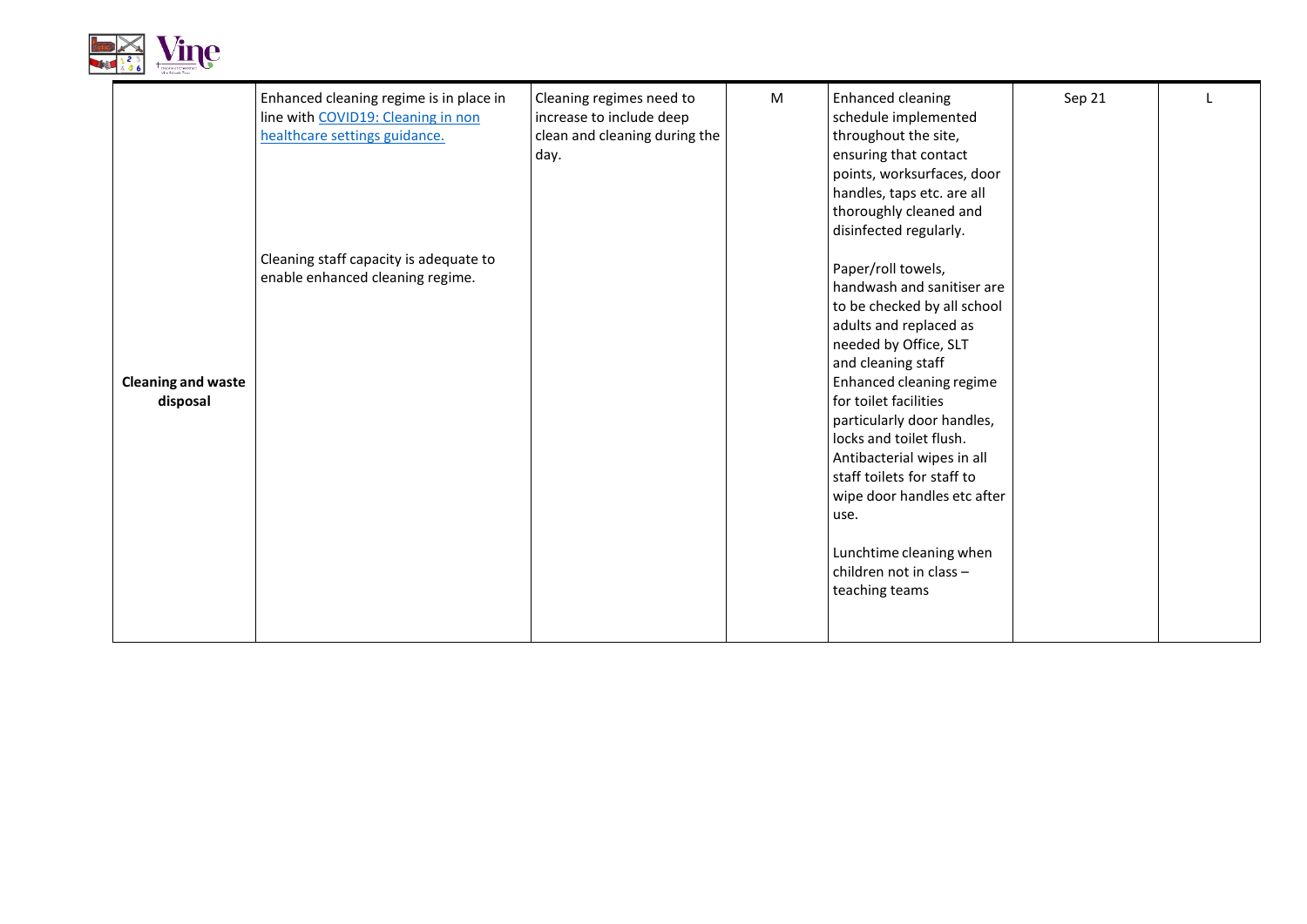| | | | | | | |
|---|---|---|---|---|---|---|
| **Cleaning and waste disposal** | Enhanced cleaning regime is in place in line with [COVID19: Cleaning in non healthcare settings guidance.](#)<br><br>Cleaning staff capacity is adequate to enable enhanced cleaning regime. | Cleaning regimes need to increase to include deep clean and cleaning during the day. | M | Enhanced cleaning schedule implemented throughout the site, ensuring that contact points, worksurfaces, door handles, taps etc. are all thoroughly cleaned and disinfected regularly.<br><br>Paper/roll towels, handwash and sanitiser are to be checked by all school adults and replaced as needed by Office, SLT and cleaning staff<br>Enhanced cleaning regime for toilet facilities particularly door handles, locks and toilet flush.<br>Antibacterial wipes in all staff toilets for staff to wipe door handles etc after use.<br><br>Lunchtime cleaning when children not in class – teaching teams | Sep 21 | L |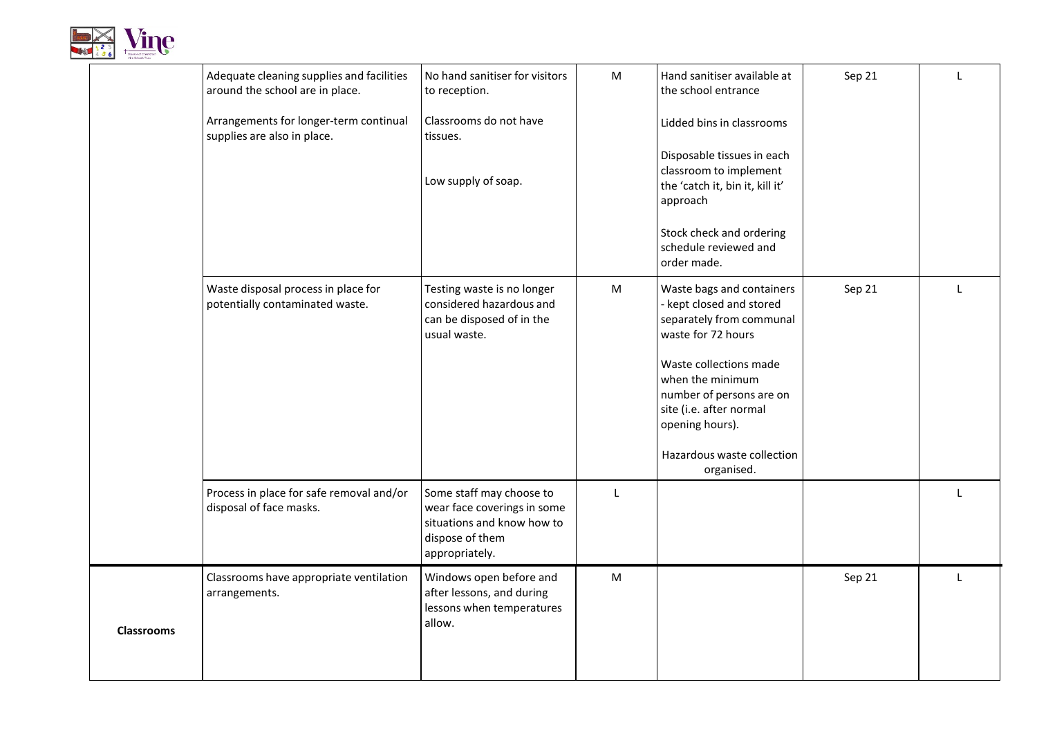| | | | | | | |
|---|---|---|---|---|---|---|
| | Adequate cleaning supplies and facilities around the school are in place.<br><br>Arrangements for longer-term continual supplies are also in place. | No hand sanitiser for visitors to reception.<br><br>Classrooms do not have tissues.<br><br>Low supply of soap. | M | Hand sanitiser available at the school entrance<br><br>Lidded bins in classrooms<br><br>Disposable tissues in each classroom to implement the 'catch it, bin it, kill it' approach<br><br>Stock check and ordering schedule reviewed and order made. | Sep 21 | L |
| | Waste disposal process in place for potentially contaminated waste. | Testing waste is no longer considered hazardous and can be disposed of in the usual waste. | M | Waste bags and containers - kept closed and stored separately from communal waste for 72 hours<br><br>Waste collections made when the minimum number of persons are on site (i.e. after normal opening hours).<br><br>Hazardous waste collection organised. | Sep 21 | L |
| | Process in place for safe removal and/or disposal of face masks. | Some staff may choose to wear face coverings in some situations and know how to dispose of them appropriately. | L | | | L |
| **Classrooms** | Classrooms have appropriate ventilation arrangements. | Windows open before and after lessons, and during lessons when temperatures allow. | M | | Sep 21 | L |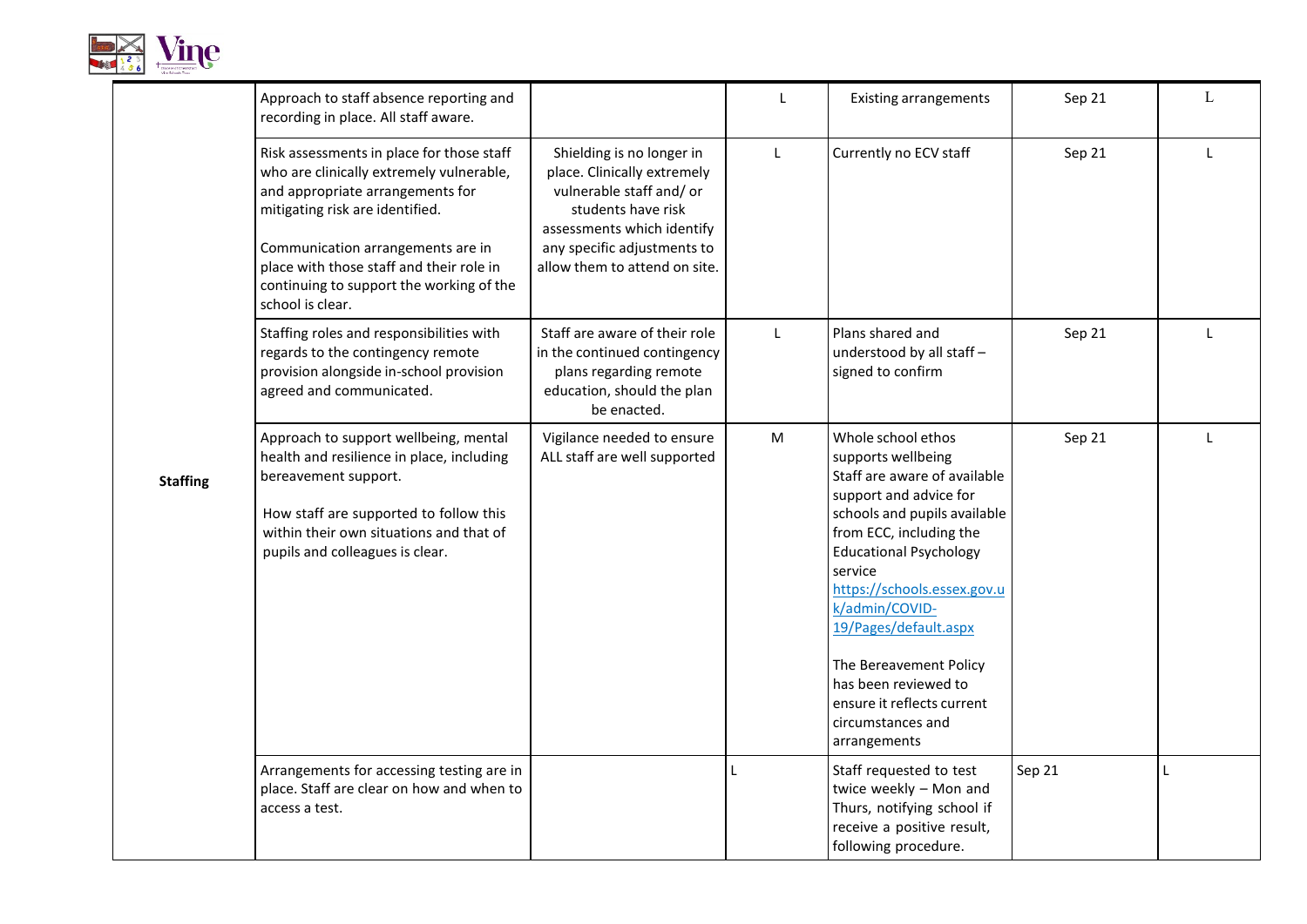| | | | | | | |
|---|---|---|---|---|---|---|
| **Staffing** | Approach to staff absence reporting and recording in place. All staff aware. | | L | Existing arrangements | Sep 21 | L |
| | Risk assessments in place for those staff who are clinically extremely vulnerable, and appropriate arrangements for mitigating risk are identified.<br><br>Communication arrangements are in place with those staff and their role in continuing to support the working of the school is clear. | Shielding is no longer in place. Clinically extremely vulnerable staff and/ or students have risk assessments which identify any specific adjustments to allow them to attend on site. | L | Currently no ECV staff | Sep 21 | L |
| | Staffing roles and responsibilities with regards to the contingency remote provision alongside in-school provision agreed and communicated. | Staff are aware of their role in the continued contingency plans regarding remote education, should the plan be enacted. | L | Plans shared and understood by all staff – signed to confirm | Sep 21 | L |
| | Approach to support wellbeing, mental health and resilience in place, including bereavement support.<br><br>How staff are supported to follow this within their own situations and that of pupils and colleagues is clear. | Vigilance needed to ensure ALL staff are well supported | M | Whole school ethos supports wellbeing<br>Staff are aware of available support and advice for schools and pupils available from ECC, including the Educational Psychology service<br>https://schools.essex.gov.uk/admin/COVID-19/Pages/default.aspx<br><br>The Bereavement Policy has been reviewed to ensure it reflects current circumstances and arrangements | Sep 21 | L |
| | Arrangements for accessing testing are in place. Staff are clear on how and when to access a test. | | L | Staff requested to test twice weekly – Mon and Thurs, notifying school if receive a positive result, following procedure. | Sep 21 | L |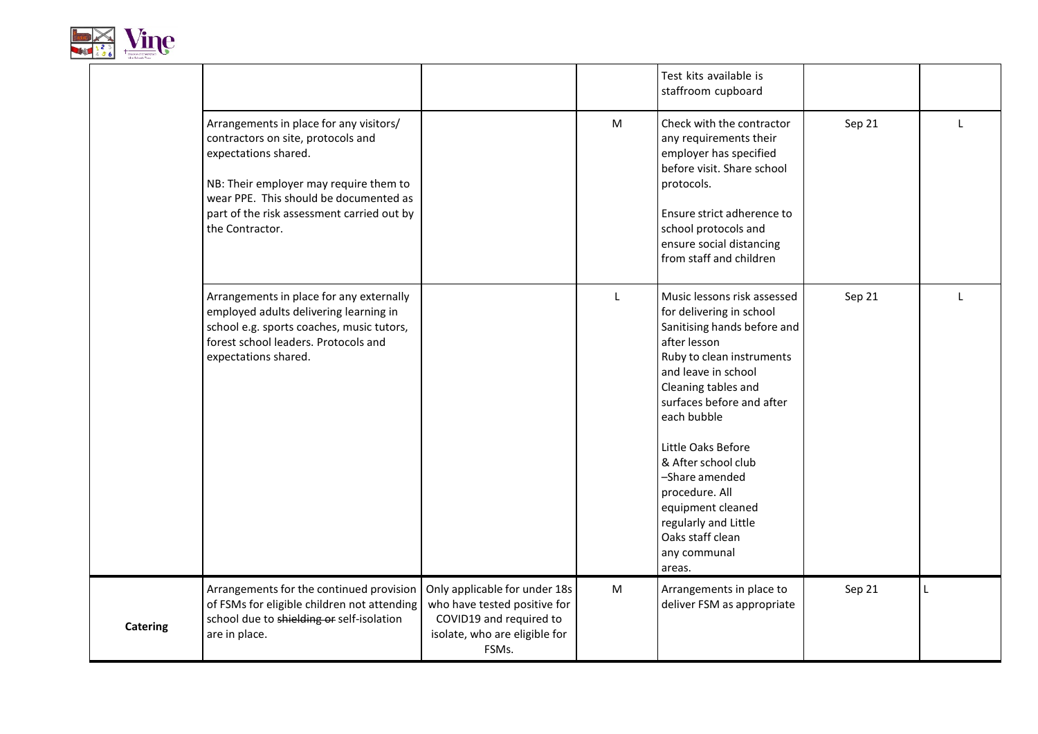| | | | | | | |
|---|---|---|---|---|---|---|
| | | | | Test kits available is staffroom cupboard | | |
| | Arrangements in place for any visitors/ contractors on site, protocols and expectations shared.<br><br>NB: Their employer may require them to wear PPE. This should be documented as part of the risk assessment carried out by the Contractor. | | M | Check with the contractor any requirements their employer has specified before visit. Share school protocols.<br><br>Ensure strict adherence to school protocols and ensure social distancing from staff and children | Sep 21 | L |
| | Arrangements in place for any externally employed adults delivering learning in school e.g. sports coaches, music tutors, forest school leaders. Protocols and expectations shared. | | L | Music lessons risk assessed for delivering in school<br>Sanitising hands before and after lesson<br>Ruby to clean instruments and leave in school<br>Cleaning tables and surfaces before and after each bubble<br><br>Little Oaks Before & After school club –Share amended procedure. All equipment cleaned regularly and Little Oaks staff clean any communal areas. | Sep 21 | L |
| **Catering** | Arrangements for the continued provision of FSMs for eligible children not attending school due to ~~shielding or~~ self-isolation are in place. | Only applicable for under 18s who have tested positive for COVID19 and required to isolate, who are eligible for FSMs. | M | Arrangements in place to deliver FSM as appropriate | Sep 21 | L |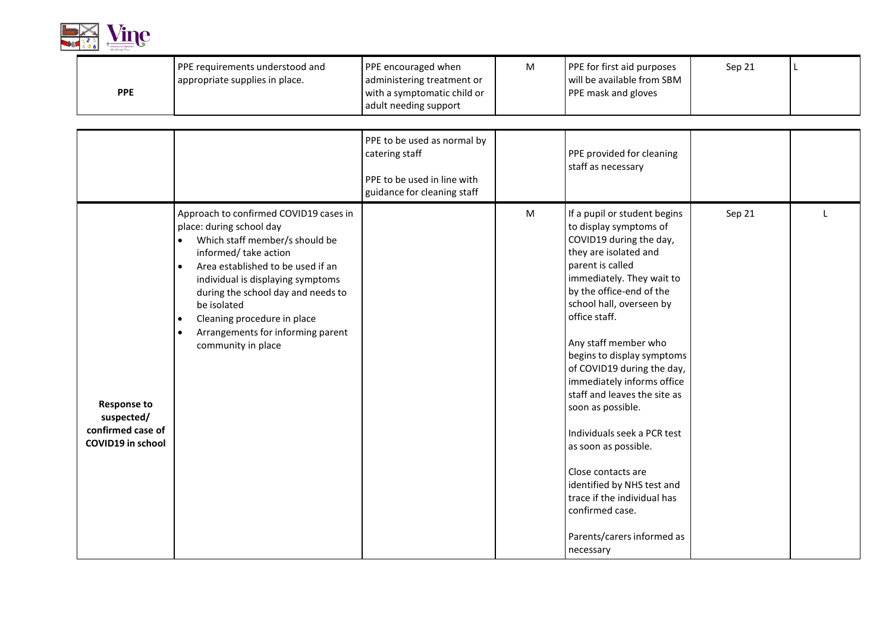| | | | | | | |
|---|---|---|---|---|---|---|
| **PPE** | PPE requirements understood and appropriate supplies in place. | PPE encouraged when administering treatment or with a symptomatic child or adult needing support | M | PPE for first aid purposes will be available from SBM PPE mask and gloves | Sep 21 | L |
| | | PPE to be used as normal by catering staff<br><br>PPE to be used in line with guidance for cleaning staff | | PPE provided for cleaning staff as necessary | | |
| **Response to suspected/ confirmed case of COVID19 in school** | Approach to confirmed COVID19 cases in place: during school day<br>• Which staff member/s should be informed/ take action<br>• Area established to be used if an individual is displaying symptoms during the school day and needs to be isolated<br>• Cleaning procedure in place<br>• Arrangements for informing parent community in place | | M | If a pupil or student begins to display symptoms of COVID19 during the day, they are isolated and parent is called immediately. They wait to by the office-end of the school hall, overseen by office staff.<br><br>Any staff member who begins to display symptoms of COVID19 during the day, immediately informs office staff and leaves the site as soon as possible.<br><br>Individuals seek a PCR test as soon as possible.<br><br>Close contacts are identified by NHS test and trace if the individual has confirmed case.<br><br>Parents/carers informed as necessary | Sep 21 | L |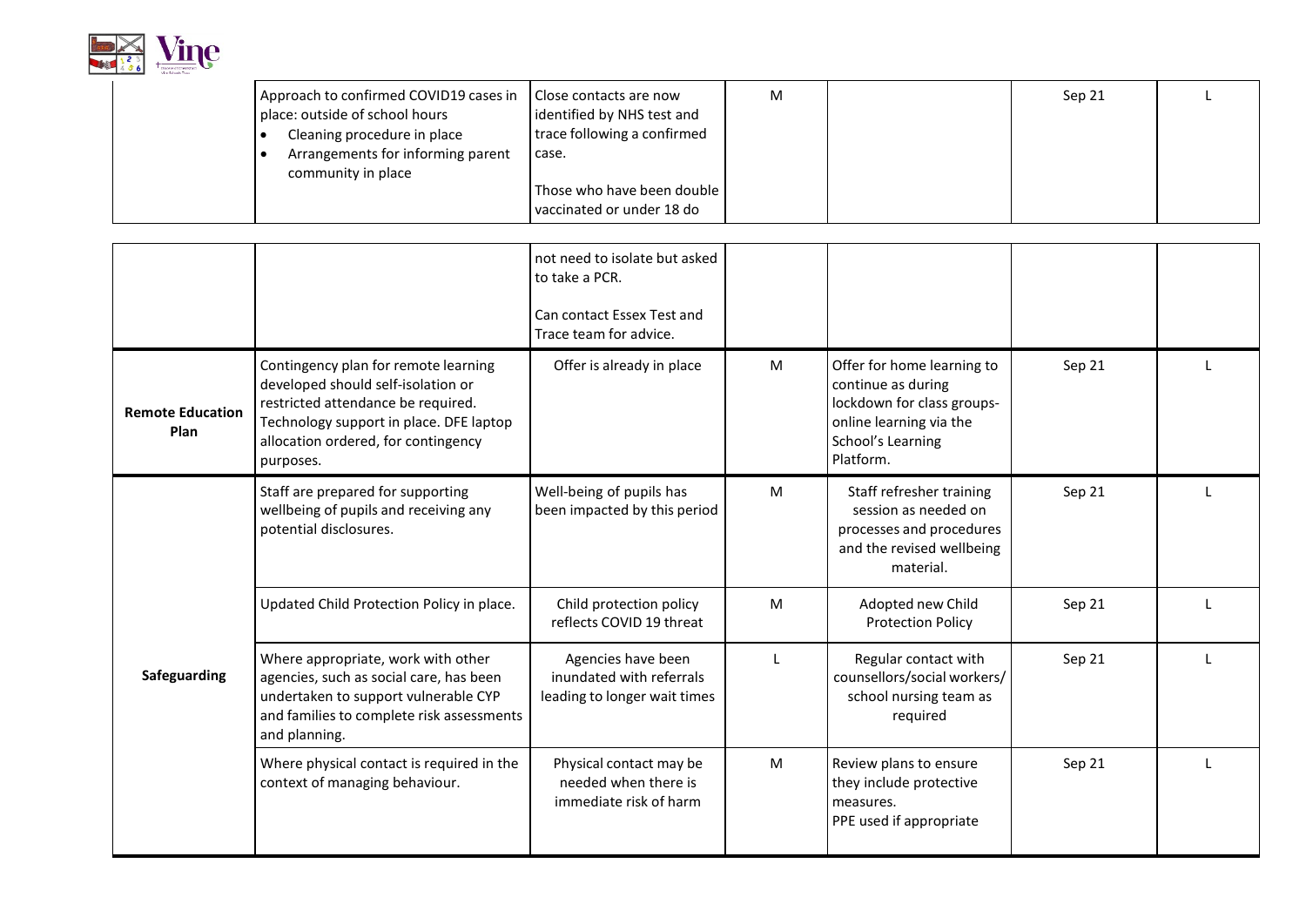| | | | | | | |
|---|---|---|---|---|---|---|
| | Approach to confirmed COVID19 cases in place: outside of school hours<br>• Cleaning procedure in place<br>• Arrangements for informing parent community in place | Close contacts are now identified by NHS test and trace following a confirmed case.<br><br>Those who have been double vaccinated or under 18 do not need to isolate but asked to take a PCR.<br><br>Can contact Essex Test and Trace team for advice. | M | | Sep 21 | L |
| **Remote Education Plan** | Contingency plan for remote learning developed should self-isolation or restricted attendance be required. Technology support in place. DFE laptop allocation ordered, for contingency purposes. | Offer is already in place | M | Offer for home learning to continue as during lockdown for class groups- online learning via the School's Learning Platform. | Sep 21 | L |
| **Safeguarding** | Staff are prepared for supporting wellbeing of pupils and receiving any potential disclosures. | Well-being of pupils has been impacted by this period | M | Staff refresher training session as needed on processes and procedures and the revised wellbeing material. | Sep 21 | L |
| | Updated Child Protection Policy in place. | Child protection policy reflects COVID 19 threat | M | Adopted new Child Protection Policy | Sep 21 | L |
| | Where appropriate, work with other agencies, such as social care, has been undertaken to support vulnerable CYP and families to complete risk assessments and planning. | Agencies have been inundated with referrals leading to longer wait times | L | Regular contact with counsellors/social workers/ school nursing team as required | Sep 21 | L |
| | Where physical contact is required in the context of managing behaviour. | Physical contact may be needed when there is immediate risk of harm | M | Review plans to ensure they include protective measures.<br>PPE used if appropriate | Sep 21 | L |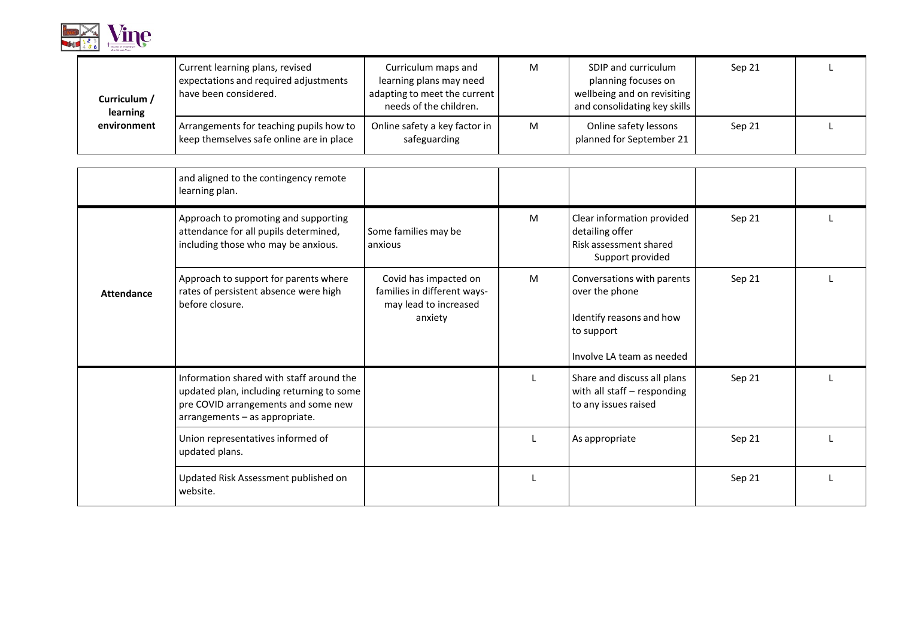| | | | | | | |
|---|---|---|---|---|---|---|
| **Curriculum / learning environment** | Current learning plans, revised expectations and required adjustments have been considered. | Curriculum maps and learning plans may need adapting to meet the current needs of the children. | M | SDIP and curriculum planning focuses on wellbeing and on revisiting and consolidating key skills | Sep 21 | L |
| | Arrangements for teaching pupils how to keep themselves safe online are in place and aligned to the contingency remote learning plan. | Online safety a key factor in safeguarding | M | Online safety lessons planned for September 21 | Sep 21 | L |
| **Attendance** | Approach to promoting and supporting attendance for all pupils determined, including those who may be anxious. | Some families may be anxious | M | Clear information provided detailing offer<br>Risk assessment shared<br>Support provided | Sep 21 | L |
| | Approach to support for parents where rates of persistent absence were high before closure. | Covid has impacted on families in different ways- may lead to increased anxiety | M | Conversations with parents over the phone<br><br>Identify reasons and how to support<br><br>Involve LA team as needed | Sep 21 | L |
| | Information shared with staff around the updated plan, including returning to some pre COVID arrangements and some new arrangements – as appropriate. | | L | Share and discuss all plans with all staff – responding to any issues raised | Sep 21 | L |
| | Union representatives informed of updated plans. | | L | As appropriate | Sep 21 | L |
| | Updated Risk Assessment published on website. | | L | | Sep 21 | L |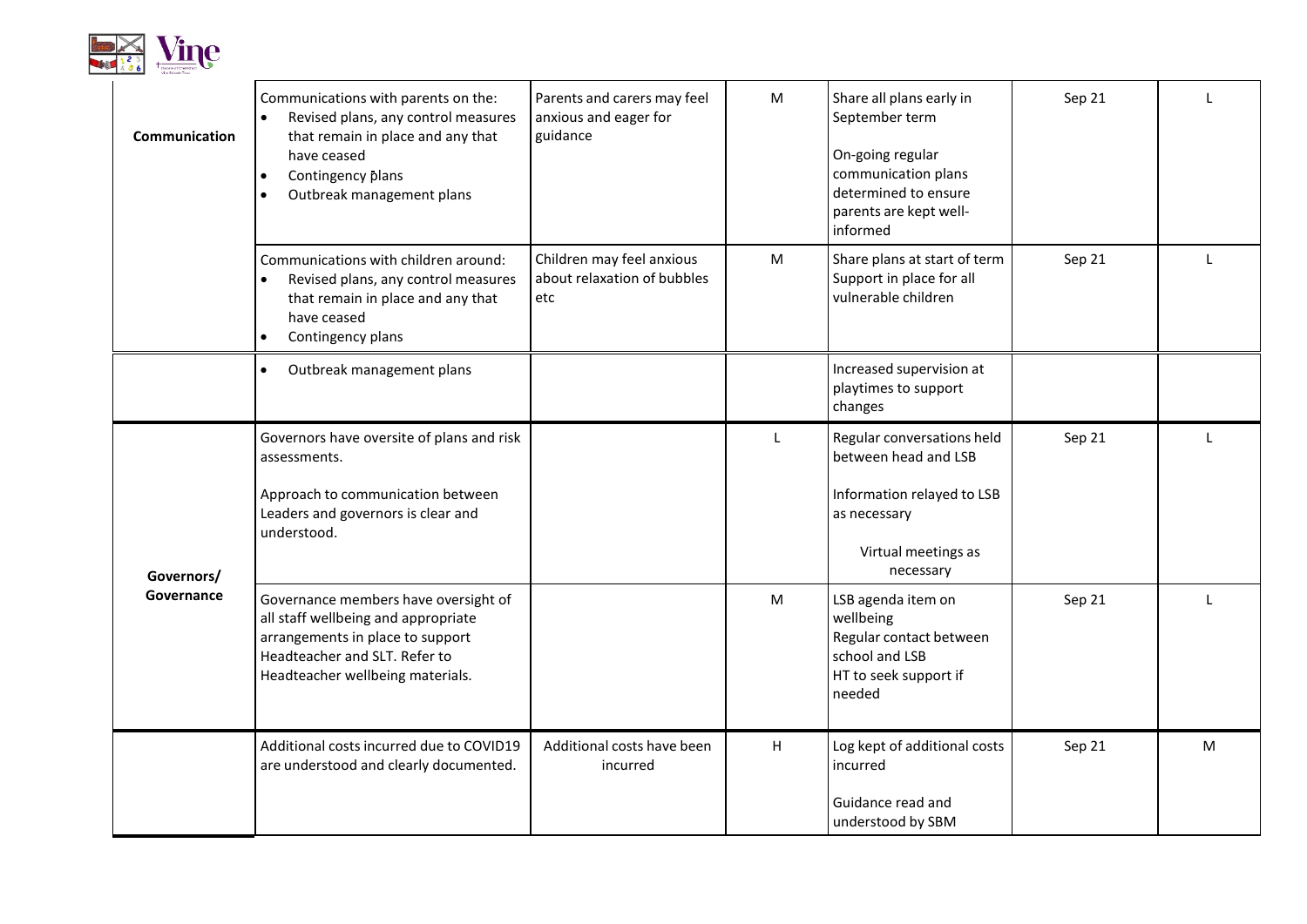| | | | | | | |
|---|---|---|---|---|---|---|
| **Communication** | Communications with parents on the:<br>• Revised plans, any control measures that remain in place and any that have ceased<br>• Contingency plans<br>• Outbreak management plans | Parents and carers may feel anxious and eager for guidance | M | Share all plans early in September term<br><br>On-going regular communication plans determined to ensure parents are kept well-informed | Sep 21 | L |
| | Communications with children around:<br>• Revised plans, any control measures that remain in place and any that have ceased<br>• Contingency plans | Children may feel anxious about relaxation of bubbles etc | M | Share plans at start of term<br>Support in place for all vulnerable children | Sep 21 | L |
| | • Outbreak management plans | | | Increased supervision at playtimes to support changes | | |
| **Governors/ Governance** | Governors have oversite of plans and risk assessments.<br><br>Approach to communication between Leaders and governors is clear and understood. | | L | Regular conversations held between head and LSB<br><br>Information relayed to LSB as necessary<br><br>Virtual meetings as necessary | Sep 21 | L |
| | Governance members have oversight of all staff wellbeing and appropriate arrangements in place to support Headteacher and SLT. Refer to Headteacher wellbeing materials. | | M | LSB agenda item on wellbeing<br>Regular contact between school and LSB<br>HT to seek support if needed | Sep 21 | L |
| | Additional costs incurred due to COVID19 are understood and clearly documented. | Additional costs have been incurred | H | Log kept of additional costs incurred<br><br>Guidance read and understood by SBM | Sep 21 | M |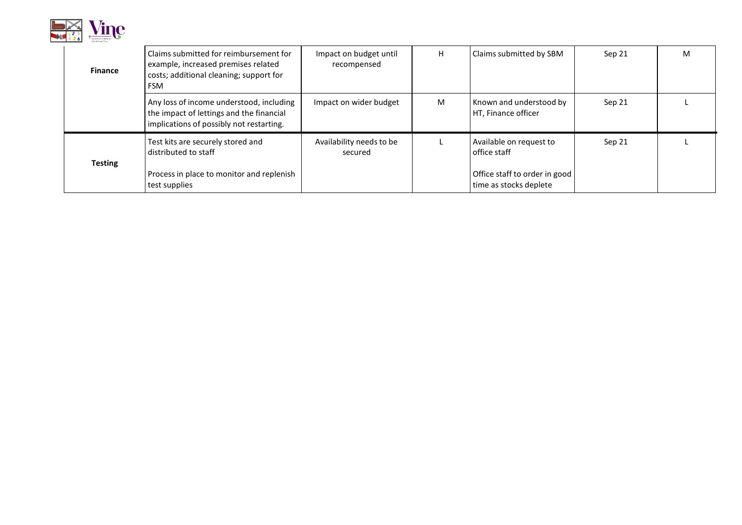| | | | | | | |
|---|---|---|---|---|---|---|
| **Finance** | Claims submitted for reimbursement for example, increased premises related costs; additional cleaning; support for FSM | Impact on budget until recompensed | H | Claims submitted by SBM | Sep 21 | M |
| | Any loss of income understood, including the impact of lettings and the financial implications of possibly not restarting. | Impact on wider budget | M | Known and understood by HT, Finance officer | Sep 21 | L |
| **Testing** | Test kits are securely stored and distributed to staff<br><br>Process in place to monitor and replenish test supplies | Availability needs to be secured | L | Available on request to office staff<br><br>Office staff to order in good time as stocks deplete | Sep 21 | L |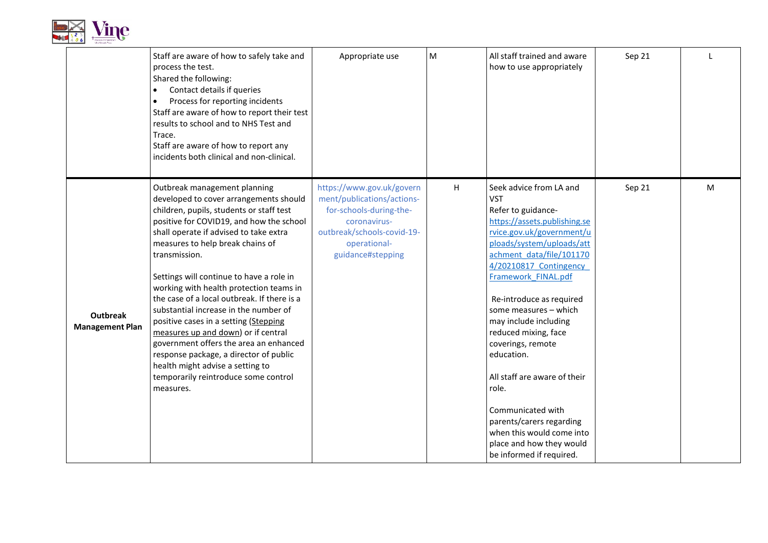| | | | | | | |
|---|---|---|---|---|---|---|
| | Staff are aware of how to safely take and process the test.<br>Shared the following:<br>• Contact details if queries<br>• Process for reporting incidents<br>Staff are aware of how to report their test results to school and to NHS Test and Trace.<br>Staff are aware of how to report any incidents both clinical and non-clinical. | Appropriate use | M | All staff trained and aware how to use appropriately | Sep 21 | L |
| **Outbreak Management Plan** | Outbreak management planning developed to cover arrangements should children, pupils, students or staff test positive for COVID19, and how the school shall operate if advised to take extra measures to help break chains of transmission.<br><br>Settings will continue to have a role in working with health protection teams in the case of a local outbreak. If there is a substantial increase in the number of positive cases in a setting (Stepping measures up and down) or if central government offers the area an enhanced response package, a director of public health might advise a setting to temporarily reintroduce some control measures. | https://www.gov.uk/government/publications/actions-for-schools-during-the-coronavirus-outbreak/schools-covid-19-operational-guidance#stepping | H | Seek advice from LA and VST<br>Refer to guidance- https://assets.publishing.service.gov.uk/government/uploads/system/uploads/attachment_data/file/1011704/20210817_Contingency_Framework_FINAL.pdf<br><br>Re-introduce as required some measures – which may include including reduced mixing, face coverings, remote education.<br><br>All staff are aware of their role.<br><br>Communicated with parents/carers regarding when this would come into place and how they would be informed if required. | Sep 21 | M |